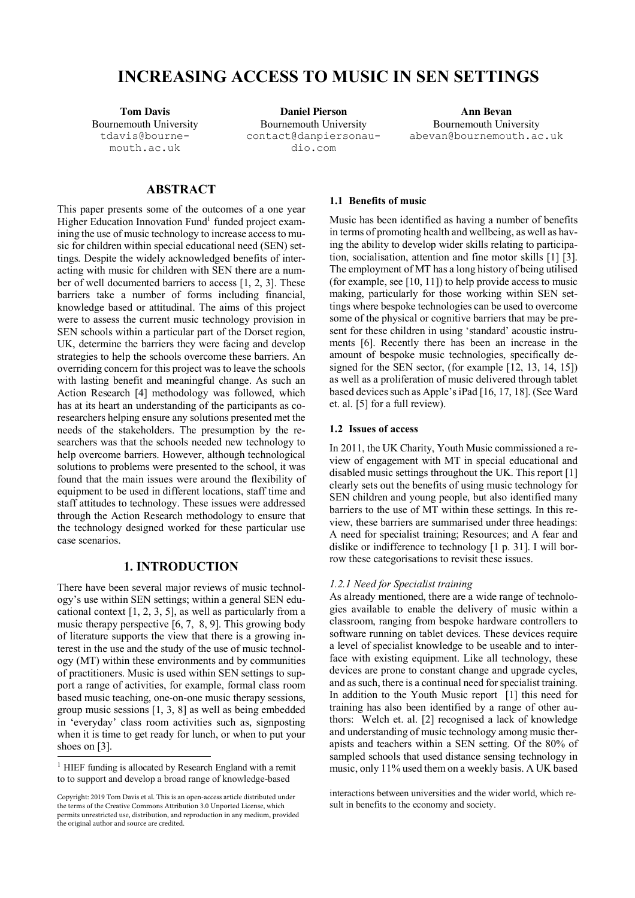# INCREASING ACCESS TO MUSIC IN SEN SETTINGS

**Tom Davis**
Bournemouth University
tdavis@bournemouth.ac.uk

**Daniel Pierson**
Bournemouth University
contact@danpiersonaudio.com

**Ann Bevan**
Bournemouth University
abevan@bournemouth.ac.uk

## ABSTRACT

This paper presents some of the outcomes of a one year Higher Education Innovation Fund[1] funded project examining the use of music technology to increase access to music for children within special educational need (SEN) settings. Despite the widely acknowledged benefits of interacting with music for children with SEN there are a number of well documented barriers to access [1, 2, 3]. These barriers take a number of forms including financial, knowledge based or attitudinal. The aims of this project were to assess the current music technology provision in SEN schools within a particular part of the Dorset region, UK, determine the barriers they were facing and develop strategies to help the schools overcome these barriers. An overriding concern for this project was to leave the schools with lasting benefit and meaningful change. As such an Action Research [4] methodology was followed, which has at its heart an understanding of the participants as co-researchers helping ensure any solutions presented met the needs of the stakeholders. The presumption by the researchers was that the schools needed new technology to help overcome barriers. However, although technological solutions to problems were presented to the school, it was found that the main issues were around the flexibility of equipment to be used in different locations, staff time and staff attitudes to technology. These issues were addressed through the Action Research methodology to ensure that the technology designed worked for these particular use case scenarios.

## 1. INTRODUCTION

There have been several major reviews of music technology's use within SEN settings; within a general SEN educational context [1, 2, 3, 5], as well as particularly from a music therapy perspective [6, 7, 8, 9]. This growing body of literature supports the view that there is a growing interest in the use and the study of the use of music technology (MT) within these environments and by communities of practitioners. Music is used within SEN settings to support a range of activities, for example, formal class room based music teaching, one-on-one music therapy sessions, group music sessions [1, 3, 8] as well as being embedded in 'everyday' class room activities such as, signposting when it is time to get ready for lunch, or when to put your shoes on [3].

### 1.1 Benefits of music

Music has been identified as having a number of benefits in terms of promoting health and wellbeing, as well as having the ability to develop wider skills relating to participation, socialisation, attention and fine motor skills [1] [3]. The employment of MT has a long history of being utilised (for example, see [10, 11]) to help provide access to music making, particularly for those working within SEN settings where bespoke technologies can be used to overcome some of the physical or cognitive barriers that may be present for these children in using 'standard' acoustic instruments [6]. Recently there has been an increase in the amount of bespoke music technologies, specifically designed for the SEN sector, (for example [12, 13, 14, 15]) as well as a proliferation of music delivered through tablet based devices such as Apple's iPad [16, 17, 18]. (See Ward et. al. [5] for a full review).

### 1.2 Issues of access

In 2011, the UK Charity, Youth Music commissioned a review of engagement with MT in special educational and disabled music settings throughout the UK. This report [1] clearly sets out the benefits of using music technology for SEN children and young people, but also identified many barriers to the use of MT within these settings. In this review, these barriers are summarised under three headings: A need for specialist training; Resources; and A fear and dislike or indifference to technology [1 p. 31]. I will borrow these categorisations to revisit these issues.

*1.2.1 Need for Specialist training*

As already mentioned, there are a wide range of technologies available to enable the delivery of music within a classroom, ranging from bespoke hardware controllers to software running on tablet devices. These devices require a level of specialist knowledge to be useable and to interface with existing equipment. Like all technology, these devices are prone to constant change and upgrade cycles, and as such, there is a continual need for specialist training. In addition to the Youth Music report [1] this need for training has also been identified by a range of other authors: Welch et. al. [2] recognised a lack of knowledge and understanding of music technology among music therapists and teachers within a SEN setting. Of the 80% of sampled schools that used distance sensing technology in music, only 11% used them on a weekly basis. A UK based

[1] HIEF funding is allocated by Research England with a remit to to support and develop a broad range of knowledge-based interactions between universities and the wider world, which result in benefits to the economy and society.

Copyright: 2019 Tom Davis et al. This is an open-access article distributed under the terms of the Creative Commons Attribution 3.0 Unported License, which permits unrestricted use, distribution, and reproduction in any medium, provided the original author and source are credited.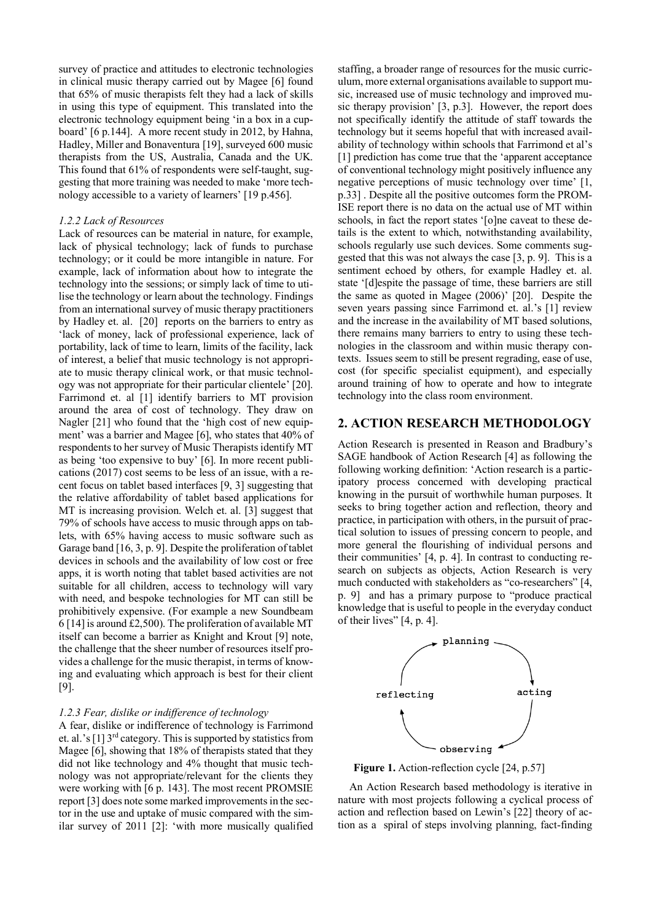survey of practice and attitudes to electronic technologies in clinical music therapy carried out by Magee [6] found that 65% of music therapists felt they had a lack of skills in using this type of equipment. This translated into the electronic technology equipment being 'in a box in a cupboard' [6 p.144]. A more recent study in 2012, by Hahna, Hadley, Miller and Bonaventura [19], surveyed 600 music therapists from the US, Australia, Canada and the UK. This found that 61% of respondents were self-taught, suggesting that more training was needed to make 'more technology accessible to a variety of learners' [19 p.456].

#### *1.2.2 Lack of Resources*

Lack of resources can be material in nature, for example, lack of physical technology; lack of funds to purchase technology; or it could be more intangible in nature. For example, lack of information about how to integrate the technology into the sessions; or simply lack of time to utilise the technology or learn about the technology. Findings from an international survey of music therapy practitioners by Hadley et. al. [20] reports on the barriers to entry as 'lack of money, lack of professional experience, lack of portability, lack of time to learn, limits of the facility, lack of interest, a belief that music technology is not appropriate to music therapy clinical work, or that music technology was not appropriate for their particular clientele' [20]. Farrimond et. al [1] identify barriers to MT provision around the area of cost of technology. They draw on Nagler [21] who found that the 'high cost of new equipment' was a barrier and Magee [6], who states that 40% of respondents to her survey of Music Therapists identify MT as being 'too expensive to buy' [6]. In more recent publications (2017) cost seems to be less of an issue, with a recent focus on tablet based interfaces [9, 3] suggesting that the relative affordability of tablet based applications for MT is increasing provision. Welch et. al. [3] suggest that 79% of schools have access to music through apps on tablets, with 65% having access to music software such as Garage band [16, 3, p. 9]. Despite the proliferation of tablet devices in schools and the availability of low cost or free apps, it is worth noting that tablet based activities are not suitable for all children, access to technology will vary with need, and bespoke technologies for MT can still be prohibitively expensive. (For example a new Soundbeam 6 [14] is around £2,500). The proliferation of available MT itself can become a barrier as Knight and Krout [9] note, the challenge that the sheer number of resources itself provides a challenge for the music therapist, in terms of knowing and evaluating which approach is best for their client [9].

#### *1.2.3 Fear, dislike or indifference of technology*

A fear, dislike or indifference of technology is Farrimond et. al.'s [1] 3rd category. This is supported by statistics from Magee [6], showing that 18% of therapists stated that they did not like technology and 4% thought that music technology was not appropriate/relevant for the clients they were working with [6 p. 143]. The most recent PROMSIE report [3] does note some marked improvements in the sector in the use and uptake of music compared with the similar survey of 2011 [2]: 'with more musically qualified staffing, a broader range of resources for the music curriculum, more external organisations available to support music, increased use of music technology and improved music therapy provision' [3, p.3]. However, the report does not specifically identify the attitude of staff towards the technology but it seems hopeful that with increased availability of technology within schools that Farrimond et al's [1] prediction has come true that the 'apparent acceptance of conventional technology might positively influence any negative perceptions of music technology over time' [1, p.33] . Despite all the positive outcomes form the PROMISE report there is no data on the actual use of MT within schools, in fact the report states '[o]ne caveat to these details is the extent to which, notwithstanding availability, schools regularly use such devices. Some comments suggested that this was not always the case [3, p. 9]. This is a sentiment echoed by others, for example Hadley et. al. state '[d]espite the passage of time, these barriers are still the same as quoted in Magee (2006)' [20]. Despite the seven years passing since Farrimond et. al.'s [1] review and the increase in the availability of MT based solutions, there remains many barriers to entry to using these technologies in the classroom and within music therapy contexts. Issues seem to still be present regrading, ease of use, cost (for specific specialist equipment), and especially around training of how to operate and how to integrate technology into the class room environment.

## 2. ACTION RESEARCH METHODOLOGY

Action Research is presented in Reason and Bradbury's SAGE handbook of Action Research [4] as following the following working definition: 'Action research is a participatory process concerned with developing practical knowing in the pursuit of worthwhile human purposes. It seeks to bring together action and reflection, theory and practice, in participation with others, in the pursuit of practical solution to issues of pressing concern to people, and more general the flourishing of individual persons and their communities' [4, p. 4]. In contrast to conducting research on subjects as objects, Action Research is very much conducted with stakeholders as "co-researchers" [4, p. 9] and has a primary purpose to "produce practical knowledge that is useful to people in the everyday conduct of their lives" [4, p. 4].

planning → acting → observing → reflecting

**Figure 1.** Action-reflection cycle [24, p.57]

An Action Research based methodology is iterative in nature with most projects following a cyclical process of action and reflection based on Lewin's [22] theory of action as a spiral of steps involving planning, fact-finding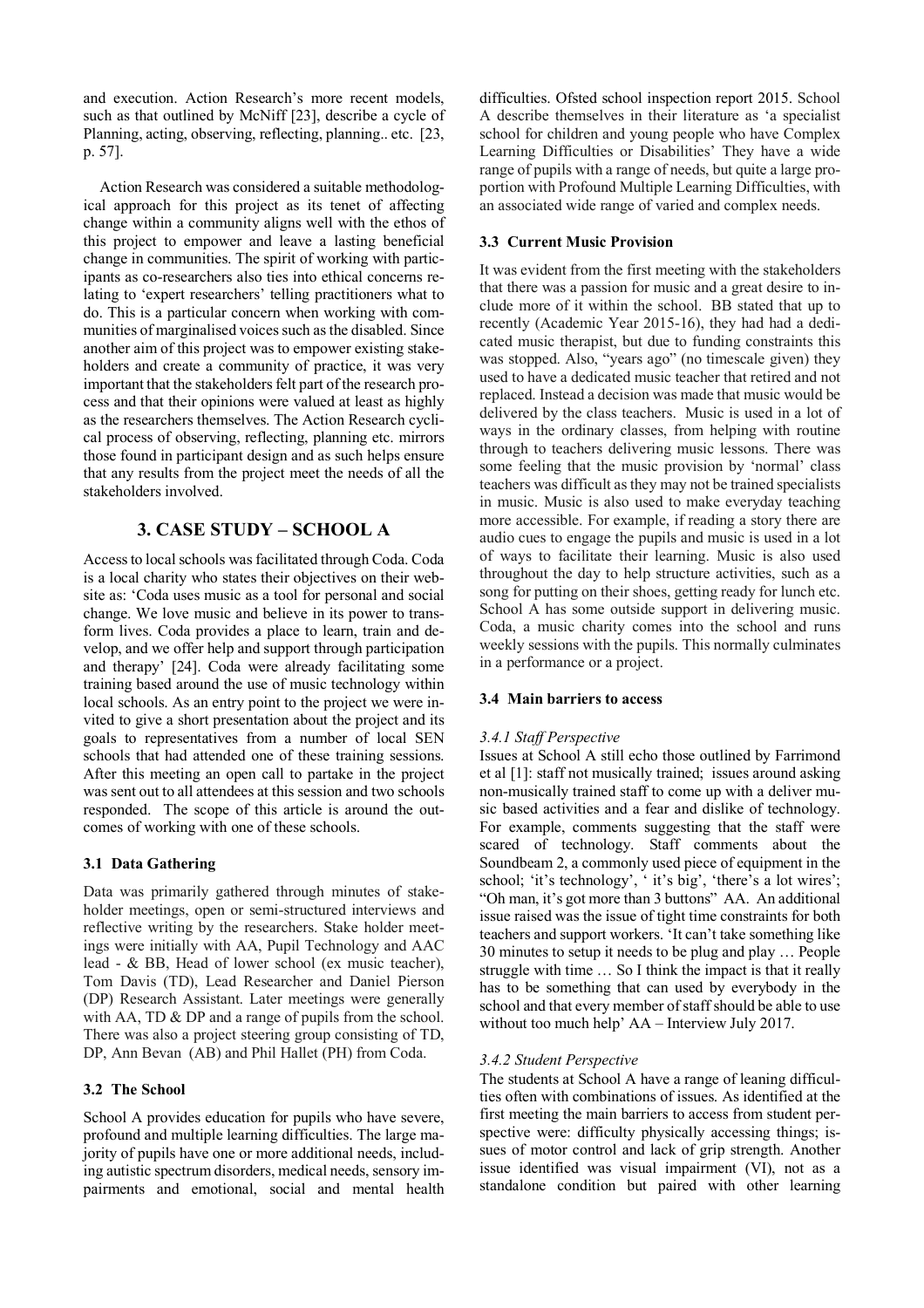and execution. Action Research's more recent models, such as that outlined by McNiff [23], describe a cycle of Planning, acting, observing, reflecting, planning.. etc. [23, p. 57].

Action Research was considered a suitable methodological approach for this project as its tenet of affecting change within a community aligns well with the ethos of this project to empower and leave a lasting beneficial change in communities. The spirit of working with participants as co-researchers also ties into ethical concerns relating to 'expert researchers' telling practitioners what to do. This is a particular concern when working with communities of marginalised voices such as the disabled. Since another aim of this project was to empower existing stakeholders and create a community of practice, it was very important that the stakeholders felt part of the research process and that their opinions were valued at least as highly as the researchers themselves. The Action Research cyclical process of observing, reflecting, planning etc. mirrors those found in participant design and as such helps ensure that any results from the project meet the needs of all the stakeholders involved.

## 3. CASE STUDY – SCHOOL A

Access to local schools was facilitated through Coda. Coda is a local charity who states their objectives on their website as: 'Coda uses music as a tool for personal and social change. We love music and believe in its power to transform lives. Coda provides a place to learn, train and develop, and we offer help and support through participation and therapy' [24]. Coda were already facilitating some training based around the use of music technology within local schools. As an entry point to the project we were invited to give a short presentation about the project and its goals to representatives from a number of local SEN schools that had attended one of these training sessions. After this meeting an open call to partake in the project was sent out to all attendees at this session and two schools responded. The scope of this article is around the outcomes of working with one of these schools.

### 3.1 Data Gathering

Data was primarily gathered through minutes of stakeholder meetings, open or semi-structured interviews and reflective writing by the researchers. Stake holder meetings were initially with AA, Pupil Technology and AAC lead - & BB, Head of lower school (ex music teacher), Tom Davis (TD), Lead Researcher and Daniel Pierson (DP) Research Assistant. Later meetings were generally with AA, TD & DP and a range of pupils from the school. There was also a project steering group consisting of TD, DP, Ann Bevan (AB) and Phil Hallet (PH) from Coda.

### 3.2 The School

School A provides education for pupils who have severe, profound and multiple learning difficulties. The large majority of pupils have one or more additional needs, including autistic spectrum disorders, medical needs, sensory impairments and emotional, social and mental health difficulties. Ofsted school inspection report 2015. School A describe themselves in their literature as 'a specialist school for children and young people who have Complex Learning Difficulties or Disabilities' They have a wide range of pupils with a range of needs, but quite a large proportion with Profound Multiple Learning Difficulties, with an associated wide range of varied and complex needs.

### 3.3 Current Music Provision

It was evident from the first meeting with the stakeholders that there was a passion for music and a great desire to include more of it within the school. BB stated that up to recently (Academic Year 2015-16), they had had a dedicated music therapist, but due to funding constraints this was stopped. Also, "years ago" (no timescale given) they used to have a dedicated music teacher that retired and not replaced. Instead a decision was made that music would be delivered by the class teachers. Music is used in a lot of ways in the ordinary classes, from helping with routine through to teachers delivering music lessons. There was some feeling that the music provision by 'normal' class teachers was difficult as they may not be trained specialists in music. Music is also used to make everyday teaching more accessible. For example, if reading a story there are audio cues to engage the pupils and music is used in a lot of ways to facilitate their learning. Music is also used throughout the day to help structure activities, such as a song for putting on their shoes, getting ready for lunch etc. School A has some outside support in delivering music. Coda, a music charity comes into the school and runs weekly sessions with the pupils. This normally culminates in a performance or a project.

### 3.4 Main barriers to access

#### *3.4.1 Staff Perspective*

Issues at School A still echo those outlined by Farrimond et al [1]: staff not musically trained; issues around asking non-musically trained staff to come up with a deliver music based activities and a fear and dislike of technology. For example, comments suggesting that the staff were scared of technology. Staff comments about the Soundbeam 2, a commonly used piece of equipment in the school; 'it's technology', ' it's big', 'there's a lot wires'; "Oh man, it's got more than 3 buttons" AA. An additional issue raised was the issue of tight time constraints for both teachers and support workers. 'It can't take something like 30 minutes to setup it needs to be plug and play … People struggle with time … So I think the impact is that it really has to be something that can used by everybody in the school and that every member of staff should be able to use without too much help' AA – Interview July 2017.

#### *3.4.2 Student Perspective*

The students at School A have a range of leaning difficulties often with combinations of issues. As identified at the first meeting the main barriers to access from student perspective were: difficulty physically accessing things; issues of motor control and lack of grip strength. Another issue identified was visual impairment (VI), not as a standalone condition but paired with other learning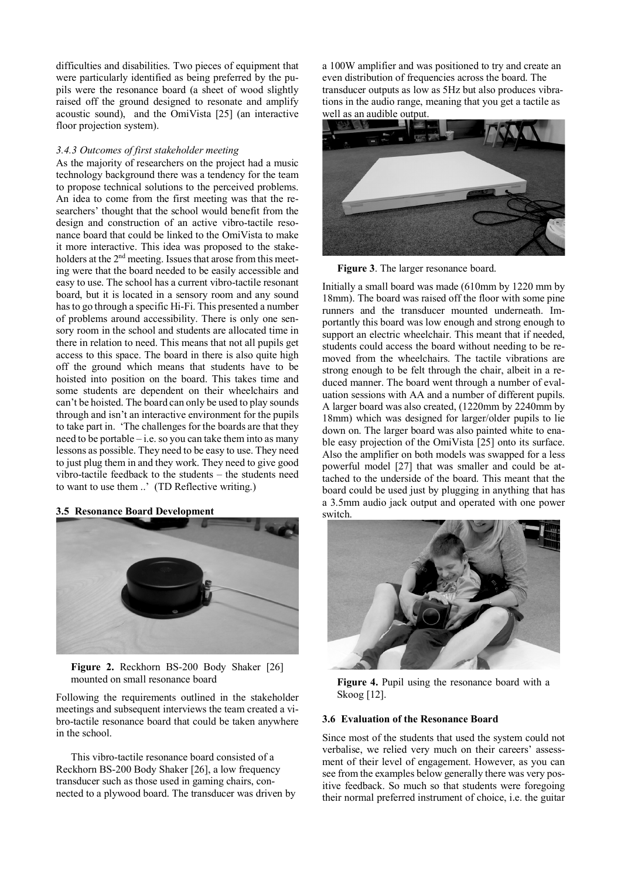difficulties and disabilities. Two pieces of equipment that were particularly identified as being preferred by the pupils were the resonance board (a sheet of wood slightly raised off the ground designed to resonate and amplify acoustic sound), and the OmiVista [25] (an interactive floor projection system).

#### *3.4.3 Outcomes of first stakeholder meeting*

As the majority of researchers on the project had a music technology background there was a tendency for the team to propose technical solutions to the perceived problems. An idea to come from the first meeting was that the researchers' thought that the school would benefit from the design and construction of an active vibro-tactile resonance board that could be linked to the OmiVista to make it more interactive. This idea was proposed to the stakeholders at the 2nd meeting. Issues that arose from this meeting were that the board needed to be easily accessible and easy to use. The school has a current vibro-tactile resonant board, but it is located in a sensory room and any sound has to go through a specific Hi-Fi. This presented a number of problems around accessibility. There is only one sensory room in the school and students are allocated time in there in relation to need. This means that not all pupils get access to this space. The board in there is also quite high off the ground which means that students have to be hoisted into position on the board. This takes time and some students are dependent on their wheelchairs and can't be hoisted. The board can only be used to play sounds through and isn't an interactive environment for the pupils to take part in. 'The challenges for the boards are that they need to be portable – i.e. so you can take them into as many lessons as possible. They need to be easy to use. They need to just plug them in and they work. They need to give good vibro-tactile feedback to the students – the students need to want to use them ..' (TD Reflective writing.)

### 3.5 Resonance Board Development

**Figure 2.** Reckhorn BS-200 Body Shaker [26] mounted on small resonance board

Following the requirements outlined in the stakeholder meetings and subsequent interviews the team created a vibro-tactile resonance board that could be taken anywhere in the school.

This vibro-tactile resonance board consisted of a Reckhorn BS-200 Body Shaker [26], a low frequency transducer such as those used in gaming chairs, connected to a plywood board. The transducer was driven by a 100W amplifier and was positioned to try and create an even distribution of frequencies across the board. The transducer outputs as low as 5Hz but also produces vibrations in the audio range, meaning that you get a tactile as well as an audible output.

**Figure 3**. The larger resonance board.

Initially a small board was made (610mm by 1220 mm by 18mm). The board was raised off the floor with some pine runners and the transducer mounted underneath. Importantly this board was low enough and strong enough to support an electric wheelchair. This meant that if needed, students could access the board without needing to be removed from the wheelchairs. The tactile vibrations are strong enough to be felt through the chair, albeit in a reduced manner. The board went through a number of evaluation sessions with AA and a number of different pupils. A larger board was also created, (1220mm by 2240mm by 18mm) which was designed for larger/older pupils to lie down on. The larger board was also painted white to enable easy projection of the OmiVista [25] onto its surface. Also the amplifier on both models was swapped for a less powerful model [27] that was smaller and could be attached to the underside of the board. This meant that the board could be used just by plugging in anything that has a 3.5mm audio jack output and operated with one power switch.

**Figure 4.** Pupil using the resonance board with a Skoog [12].

### 3.6 Evaluation of the Resonance Board

Since most of the students that used the system could not verbalise, we relied very much on their careers' assessment of their level of engagement. However, as you can see from the examples below generally there was very positive feedback. So much so that students were foregoing their normal preferred instrument of choice, i.e. the guitar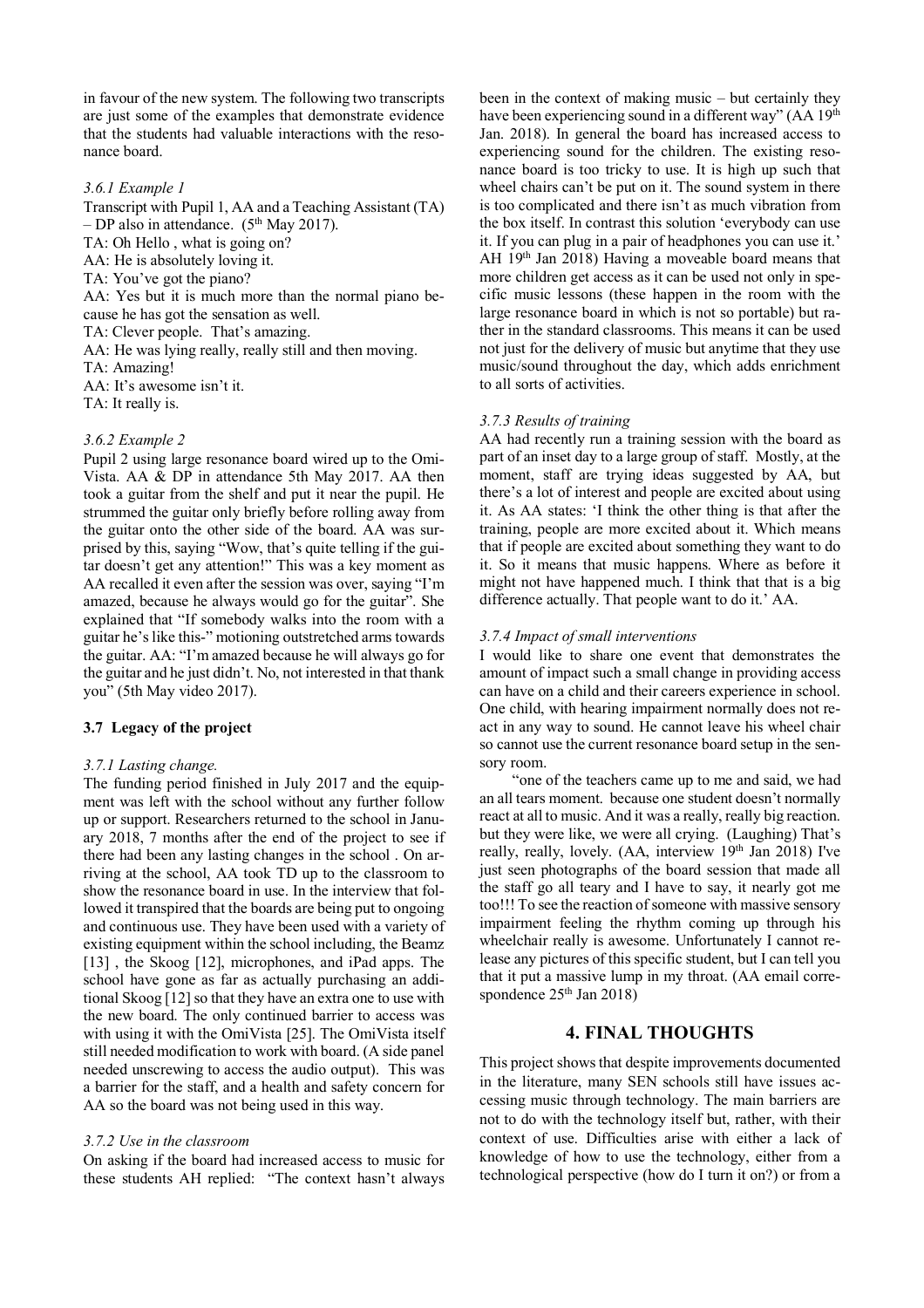in favour of the new system. The following two transcripts are just some of the examples that demonstrate evidence that the students had valuable interactions with the resonance board.

#### *3.6.1 Example 1*

Transcript with Pupil 1, AA and a Teaching Assistant (TA) – DP also in attendance. (5th May 2017).

TA: Oh Hello , what is going on?

AA: He is absolutely loving it.

TA: You've got the piano?

AA: Yes but it is much more than the normal piano because he has got the sensation as well.

TA: Clever people. That's amazing.

AA: He was lying really, really still and then moving.

TA: Amazing!

AA: It's awesome isn't it.

TA: It really is.

#### *3.6.2 Example 2*

Pupil 2 using large resonance board wired up to the Omi-Vista. AA & DP in attendance 5th May 2017. AA then took a guitar from the shelf and put it near the pupil. He strummed the guitar only briefly before rolling away from the guitar onto the other side of the board. AA was surprised by this, saying "Wow, that's quite telling if the guitar doesn't get any attention!" This was a key moment as AA recalled it even after the session was over, saying "I'm amazed, because he always would go for the guitar". She explained that "If somebody walks into the room with a guitar he's like this-" motioning outstretched arms towards the guitar. AA: "I'm amazed because he will always go for the guitar and he just didn't. No, not interested in that thank you" (5th May video 2017).

### 3.7 Legacy of the project

#### *3.7.1 Lasting change.*

The funding period finished in July 2017 and the equipment was left with the school without any further follow up or support. Researchers returned to the school in January 2018, 7 months after the end of the project to see if there had been any lasting changes in the school . On arriving at the school, AA took TD up to the classroom to show the resonance board in use. In the interview that followed it transpired that the boards are being put to ongoing and continuous use. They have been used with a variety of existing equipment within the school including, the Beamz [13] , the Skoog [12], microphones, and iPad apps. The school have gone as far as actually purchasing an additional Skoog [12] so that they have an extra one to use with the new board. The only continued barrier to access was with using it with the OmiVista [25]. The OmiVista itself still needed modification to work with board. (A side panel needed unscrewing to access the audio output). This was a barrier for the staff, and a health and safety concern for AA so the board was not being used in this way.

#### *3.7.2 Use in the classroom*

On asking if the board had increased access to music for these students AH replied: "The context hasn't always been in the context of making music – but certainly they have been experiencing sound in a different way" (AA 19th Jan. 2018). In general the board has increased access to experiencing sound for the children. The existing resonance board is too tricky to use. It is high up such that wheel chairs can't be put on it. The sound system in there is too complicated and there isn't as much vibration from the box itself. In contrast this solution 'everybody can use it. If you can plug in a pair of headphones you can use it.' AH 19th Jan 2018) Having a moveable board means that more children get access as it can be used not only in specific music lessons (these happen in the room with the large resonance board in which is not so portable) but rather in the standard classrooms. This means it can be used not just for the delivery of music but anytime that they use music/sound throughout the day, which adds enrichment to all sorts of activities.

#### *3.7.3 Results of training*

AA had recently run a training session with the board as part of an inset day to a large group of staff. Mostly, at the moment, staff are trying ideas suggested by AA, but there's a lot of interest and people are excited about using it. As AA states: 'I think the other thing is that after the training, people are more excited about it. Which means that if people are excited about something they want to do it. So it means that music happens. Where as before it might not have happened much. I think that that is a big difference actually. That people want to do it.' AA.

#### *3.7.4 Impact of small interventions*

I would like to share one event that demonstrates the amount of impact such a small change in providing access can have on a child and their careers experience in school. One child, with hearing impairment normally does not react in any way to sound. He cannot leave his wheel chair so cannot use the current resonance board setup in the sensory room.

"one of the teachers came up to me and said, we had an all tears moment. because one student doesn't normally react at all to music. And it was a really, really big reaction. but they were like, we were all crying. (Laughing) That's really, really, lovely. (AA, interview 19th Jan 2018) I've just seen photographs of the board session that made all the staff go all teary and I have to say, it nearly got me too!!! To see the reaction of someone with massive sensory impairment feeling the rhythm coming up through his wheelchair really is awesome. Unfortunately I cannot release any pictures of this specific student, but I can tell you that it put a massive lump in my throat. (AA email correspondence 25th Jan 2018)

## 4. FINAL THOUGHTS

This project shows that despite improvements documented in the literature, many SEN schools still have issues accessing music through technology. The main barriers are not to do with the technology itself but, rather, with their context of use. Difficulties arise with either a lack of knowledge of how to use the technology, either from a technological perspective (how do I turn it on?) or from a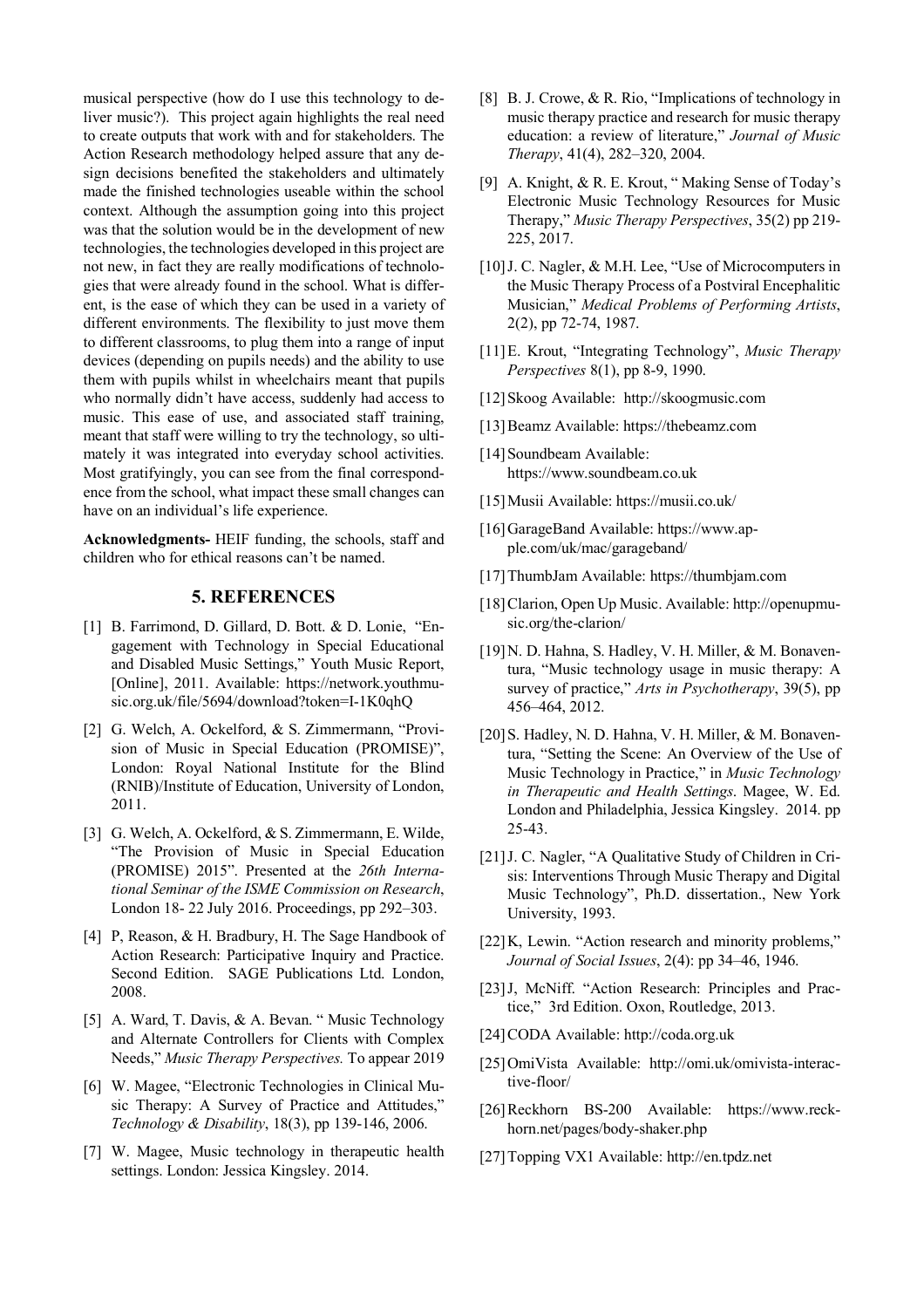musical perspective (how do I use this technology to deliver music?). This project again highlights the real need to create outputs that work with and for stakeholders. The Action Research methodology helped assure that any design decisions benefited the stakeholders and ultimately made the finished technologies useable within the school context. Although the assumption going into this project was that the solution would be in the development of new technologies, the technologies developed in this project are not new, in fact they are really modifications of technologies that were already found in the school. What is different, is the ease of which they can be used in a variety of different environments. The flexibility to just move them to different classrooms, to plug them into a range of input devices (depending on pupils needs) and the ability to use them with pupils whilst in wheelchairs meant that pupils who normally didn't have access, suddenly had access to music. This ease of use, and associated staff training, meant that staff were willing to try the technology, so ultimately it was integrated into everyday school activities. Most gratifyingly, you can see from the final correspondence from the school, what impact these small changes can have on an individual's life experience.

**Acknowledgments-** HEIF funding, the schools, staff and children who for ethical reasons can't be named.

## 5. REFERENCES

[1] B. Farrimond, D. Gillard, D. Bott. & D. Lonie, "Engagement with Technology in Special Educational and Disabled Music Settings," Youth Music Report, [Online], 2011. Available: https://network.youthmusic.org.uk/file/5694/download?token=I-1K0qhQ

[2] G. Welch, A. Ockelford, & S. Zimmermann, "Provision of Music in Special Education (PROMISE)", London: Royal National Institute for the Blind (RNIB)/Institute of Education, University of London, 2011.

[3] G. Welch, A. Ockelford, & S. Zimmermann, E. Wilde, "The Provision of Music in Special Education (PROMISE) 2015". Presented at the *26th International Seminar of the ISME Commission on Research*, London 18- 22 July 2016. Proceedings, pp 292–303.

[4] P, Reason, & H. Bradbury, H. The Sage Handbook of Action Research: Participative Inquiry and Practice. Second Edition. SAGE Publications Ltd. London, 2008.

[5] A. Ward, T. Davis, & A. Bevan. " Music Technology and Alternate Controllers for Clients with Complex Needs," *Music Therapy Perspectives.* To appear 2019

[6] W. Magee, "Electronic Technologies in Clinical Music Therapy: A Survey of Practice and Attitudes," *Technology & Disability*, 18(3), pp 139-146, 2006.

[7] W. Magee, Music technology in therapeutic health settings. London: Jessica Kingsley. 2014.

[8] B. J. Crowe, & R. Rio, "Implications of technology in music therapy practice and research for music therapy education: a review of literature," *Journal of Music Therapy*, 41(4), 282–320, 2004.

[9] A. Knight, & R. E. Krout, " Making Sense of Today's Electronic Music Technology Resources for Music Therapy," *Music Therapy Perspectives*, 35(2) pp 219-225, 2017.

[10] J. C. Nagler, & M.H. Lee, "Use of Microcomputers in the Music Therapy Process of a Postviral Encephalitic Musician," *Medical Problems of Performing Artists*, 2(2), pp 72-74, 1987.

[11] E. Krout, "Integrating Technology", *Music Therapy Perspectives* 8(1), pp 8-9, 1990.

[12] Skoog Available: http://skoogmusic.com

[13] Beamz Available: https://thebeamz.com

[14] Soundbeam Available: https://www.soundbeam.co.uk

[15] Musii Available: https://musii.co.uk/

[16] GarageBand Available: https://www.apple.com/uk/mac/garageband/

[17] ThumbJam Available: https://thumbjam.com

[18] Clarion, Open Up Music. Available: http://openupmusic.org/the-clarion/

[19] N. D. Hahna, S. Hadley, V. H. Miller, & M. Bonaventura, "Music technology usage in music therapy: A survey of practice," *Arts in Psychotherapy*, 39(5), pp 456–464, 2012.

[20] S. Hadley, N. D. Hahna, V. H. Miller, & M. Bonaventura, "Setting the Scene: An Overview of the Use of Music Technology in Practice," in *Music Technology in Therapeutic and Health Settings*. Magee, W. Ed. London and Philadelphia, Jessica Kingsley. 2014. pp 25-43.

[21] J. C. Nagler, "A Qualitative Study of Children in Crisis: Interventions Through Music Therapy and Digital Music Technology", Ph.D. dissertation., New York University, 1993.

[22] K, Lewin. "Action research and minority problems," *Journal of Social Issues*, 2(4): pp 34–46, 1946.

[23] J, McNiff. "Action Research: Principles and Practice," 3rd Edition. Oxon, Routledge, 2013.

[24] CODA Available: http://coda.org.uk

[25] OmiVista Available: http://omi.uk/omivista-interactive-floor/

[26] Reckhorn BS-200 Available: https://www.reckhorn.net/pages/body-shaker.php

[27] Topping VX1 Available: http://en.tpdz.net